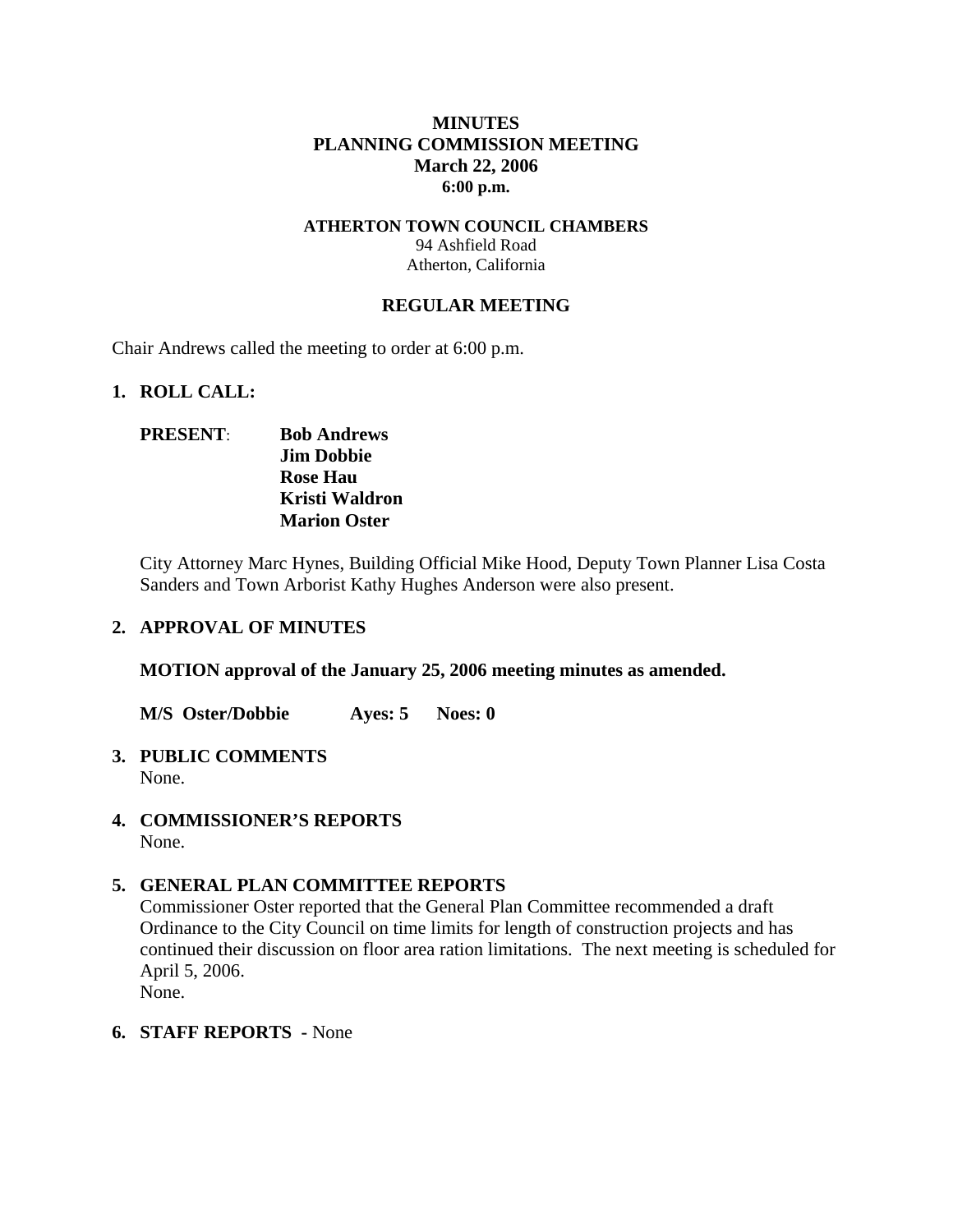**MINUTES**
**PLANNING COMMISSION MEETING**
**March 22, 2006**
**6:00 p.m.**

**ATHERTON TOWN COUNCIL CHAMBERS**
94 Ashfield Road
Atherton, California

**REGULAR MEETING**

Chair Andrews called the meeting to order at 6:00 p.m.

**1. ROLL CALL:**

**PRESENT**: **Bob Andrews**
**Jim Dobbie**
**Rose Hau**
**Kristi Waldron**
**Marion Oster**

City Attorney Marc Hynes, Building Official Mike Hood, Deputy Town Planner Lisa Costa Sanders and Town Arborist Kathy Hughes Anderson were also present.

**2. APPROVAL OF MINUTES**

**MOTION approval of the January 25, 2006 meeting minutes as amended.**

**M/S Oster/Dobbie Ayes: 5 Noes: 0**

**3. PUBLIC COMMENTS**
None.

**4. COMMISSIONER'S REPORTS**
None.

**5. GENERAL PLAN COMMITTEE REPORTS**
Commissioner Oster reported that the General Plan Committee recommended a draft Ordinance to the City Council on time limits for length of construction projects and has continued their discussion on floor area ration limitations. The next meeting is scheduled for April 5, 2006.
None.

**6. STAFF REPORTS** - None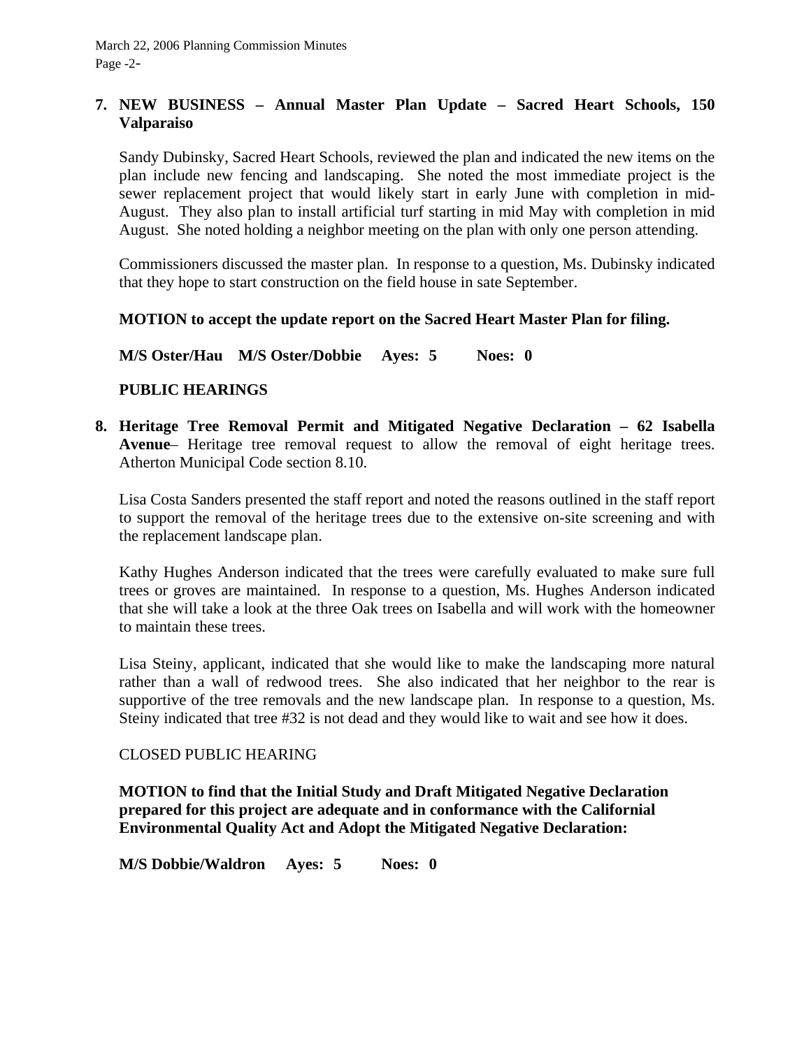**7. NEW BUSINESS – Annual Master Plan Update – Sacred Heart Schools, 150 Valparaiso**

Sandy Dubinsky, Sacred Heart Schools, reviewed the plan and indicated the new items on the plan include new fencing and landscaping. She noted the most immediate project is the sewer replacement project that would likely start in early June with completion in mid-August. They also plan to install artificial turf starting in mid May with completion in mid August. She noted holding a neighbor meeting on the plan with only one person attending.

Commissioners discussed the master plan. In response to a question, Ms. Dubinsky indicated that they hope to start construction on the field house in sate September.

**MOTION to accept the update report on the Sacred Heart Master Plan for filing.**

**M/S Oster/Hau M/S Oster/Dobbie Ayes: 5 Noes: 0**

**PUBLIC HEARINGS**

**8. Heritage Tree Removal Permit and Mitigated Negative Declaration – 62 Isabella Avenue**– Heritage tree removal request to allow the removal of eight heritage trees. Atherton Municipal Code section 8.10.

Lisa Costa Sanders presented the staff report and noted the reasons outlined in the staff report to support the removal of the heritage trees due to the extensive on-site screening and with the replacement landscape plan.

Kathy Hughes Anderson indicated that the trees were carefully evaluated to make sure full trees or groves are maintained. In response to a question, Ms. Hughes Anderson indicated that she will take a look at the three Oak trees on Isabella and will work with the homeowner to maintain these trees.

Lisa Steiny, applicant, indicated that she would like to make the landscaping more natural rather than a wall of redwood trees. She also indicated that her neighbor to the rear is supportive of the tree removals and the new landscape plan. In response to a question, Ms. Steiny indicated that tree #32 is not dead and they would like to wait and see how it does.

CLOSED PUBLIC HEARING

**MOTION to find that the Initial Study and Draft Mitigated Negative Declaration prepared for this project are adequate and in conformance with the Californial Environmental Quality Act and Adopt the Mitigated Negative Declaration:**

**M/S Dobbie/Waldron Ayes: 5 Noes: 0**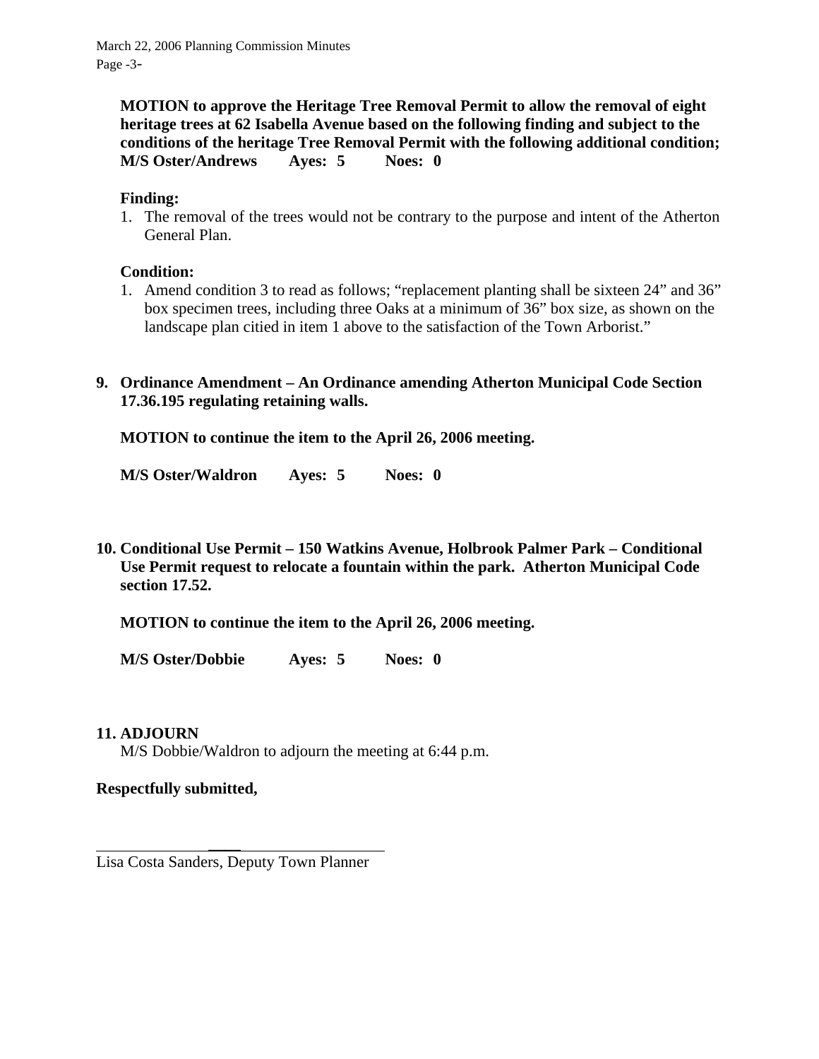**MOTION to approve the Heritage Tree Removal Permit to allow the removal of eight heritage trees at 62 Isabella Avenue based on the following finding and subject to the conditions of the heritage Tree Removal Permit with the following additional condition;**
**M/S Oster/Andrews Ayes: 5 Noes: 0**

**Finding:**

1. The removal of the trees would not be contrary to the purpose and intent of the Atherton General Plan.

**Condition:**

1. Amend condition 3 to read as follows; "replacement planting shall be sixteen 24" and 36" box specimen trees, including three Oaks at a minimum of 36" box size, as shown on the landscape plan citied in item 1 above to the satisfaction of the Town Arborist."

**9. Ordinance Amendment – An Ordinance amending Atherton Municipal Code Section 17.36.195 regulating retaining walls.**

**MOTION to continue the item to the April 26, 2006 meeting.**

**M/S Oster/Waldron Ayes: 5 Noes: 0**

**10. Conditional Use Permit – 150 Watkins Avenue, Holbrook Palmer Park – Conditional Use Permit request to relocate a fountain within the park. Atherton Municipal Code section 17.52.**

**MOTION to continue the item to the April 26, 2006 meeting.**

**M/S Oster/Dobbie Ayes: 5 Noes: 0**

**11. ADJOURN**
M/S Dobbie/Waldron to adjourn the meeting at 6:44 p.m.

**Respectfully submitted,**

\_\_\_\_\_\_\_\_\_\_\_\_\_\_\_\_\_\_\_\_\_\_\_\_\_\_\_\_\_\_\_\_\_\_\_\_
Lisa Costa Sanders, Deputy Town Planner